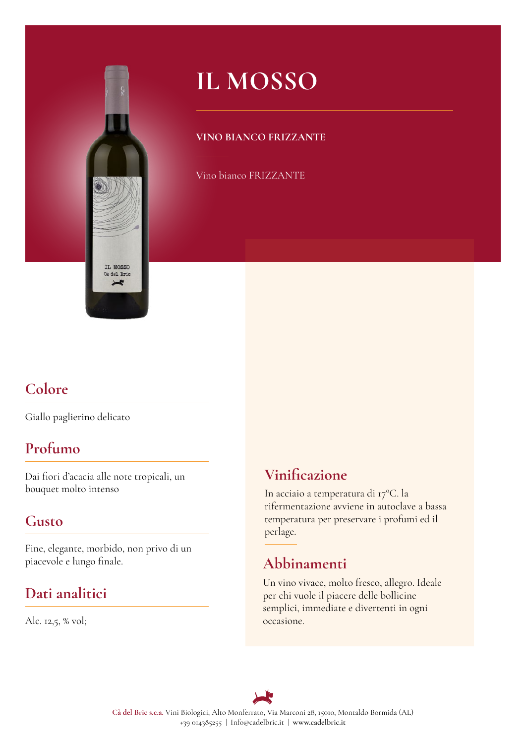# IL MOSSO

**VINO BIANCO FRIZZANTE**

Vino bianco FRIZZANTE

## Colore

Giallo paglierino delicato

## Profumo

Dai fiori d'acacia alle note tropicali, un bouquet molto intenso

## Gusto

Fine, elegante, morbido, non privo di un piacevole e lungo finale.

## Dati analitici

Alc. 12,5, % vol;

## Vinificazione

In acciaio a temperatura di 17°C. la rifermentazione avviene in autoclave a bassa temperatura per preservare i profumi ed il perlage.

## Abbinamenti

Un vino vivace, molto fresco, allegro. Ideale per chi vuole il piacere delle bollicine semplici, immediate e divertenti in ogni occasione.

**Cà del Bric s.c.a.** Vini Biologici, Alto Monferrato, Via Marconi 28, 15010, Montaldo Bormida (AL)
+39 014385255 | Info@cadelbric.it | **www.cadelbric.it**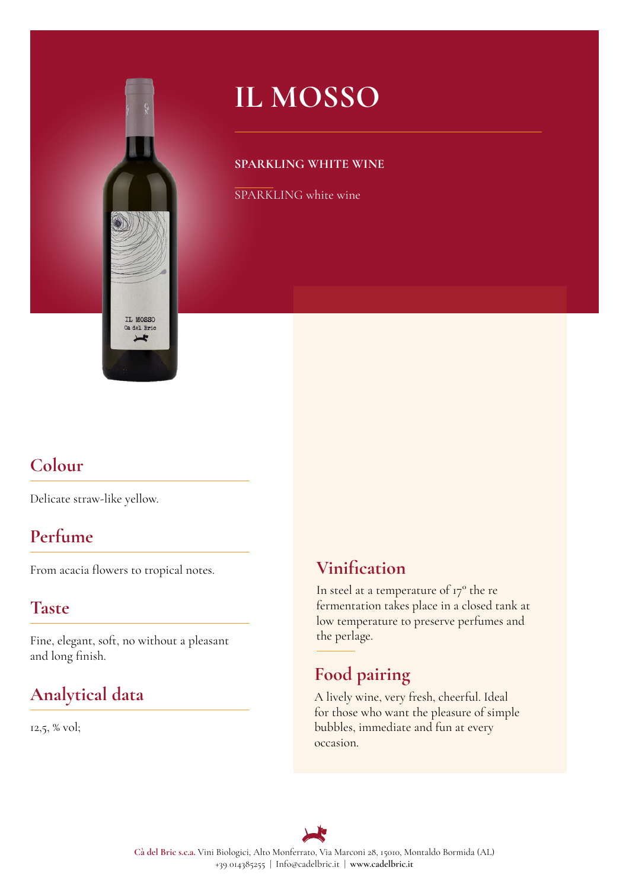# IL MOSSO

**SPARKLING WHITE WINE**

SPARKLING white wine

## Colour

Delicate straw-like yellow.

## Perfume

From acacia flowers to tropical notes.

## Taste

Fine, elegant, soft, no without a pleasant and long finish.

## Analytical data

12,5, % vol;

## Vinification

In steel at a temperature of 17° the re fermentation takes place in a closed tank at low temperature to preserve perfumes and the perlage.

## Food pairing

A lively wine, very fresh, cheerful. Ideal for those who want the pleasure of simple bubbles, immediate and fun at every occasion.

**Cà del Bric s.c.a.** Vini Biologici, Alto Monferrato, Via Marconi 28, 15010, Montaldo Bormida (AL)
+39 014385255 | Info@cadelbric.it | **www.cadelbric.it**